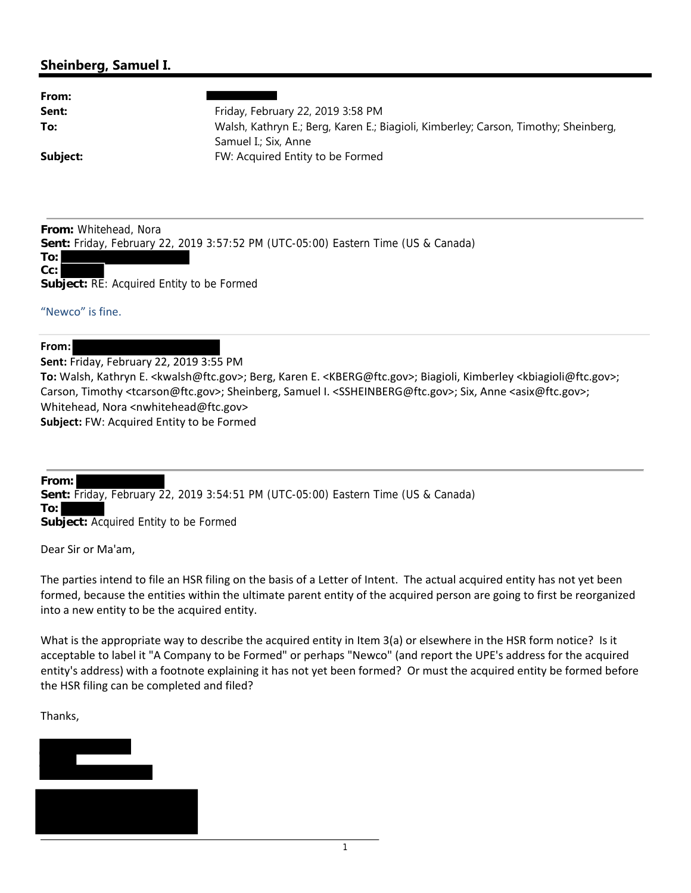# Sheinberg, Samuel I.

**From:**
**Sent:** Friday, February 22, 2019 3:58 PM
**To:** Walsh, Kathryn E.; Berg, Karen E.; Biagioli, Kimberley; Carson, Timothy; Sheinberg, Samuel I.; Six, Anne
**Subject:** FW: Acquired Entity to be Formed

---

**From:** Whitehead, Nora
**Sent:** Friday, February 22, 2019 3:57:52 PM (UTC-05:00) Eastern Time (US & Canada)
**To:**
**Cc:**
**Subject:** RE: Acquired Entity to be Formed

"Newco" is fine.

---

**From:**
**Sent:** Friday, February 22, 2019 3:55 PM
**To:** Walsh, Kathryn E. <kwalsh@ftc.gov>; Berg, Karen E. <KBERG@ftc.gov>; Biagioli, Kimberley <kbiagioli@ftc.gov>; Carson, Timothy <tcarson@ftc.gov>; Sheinberg, Samuel I. <SSHEINBERG@ftc.gov>; Six, Anne <asix@ftc.gov>; Whitehead, Nora <nwhitehead@ftc.gov>
**Subject:** FW: Acquired Entity to be Formed

---

**From:**
**Sent:** Friday, February 22, 2019 3:54:51 PM (UTC-05:00) Eastern Time (US & Canada)
**To:**
**Subject:** Acquired Entity to be Formed

Dear Sir or Ma'am,

The parties intend to file an HSR filing on the basis of a Letter of Intent. The actual acquired entity has not yet been formed, because the entities within the ultimate parent entity of the acquired person are going to first be reorganized into a new entity to be the acquired entity.

What is the appropriate way to describe the acquired entity in Item 3(a) or elsewhere in the HSR form notice? Is it acceptable to label it "A Company to be Formed" or perhaps "Newco" (and report the UPE's address for the acquired entity's address) with a footnote explaining it has not yet been formed? Or must the acquired entity be formed before the HSR filing can be completed and filed?

Thanks,